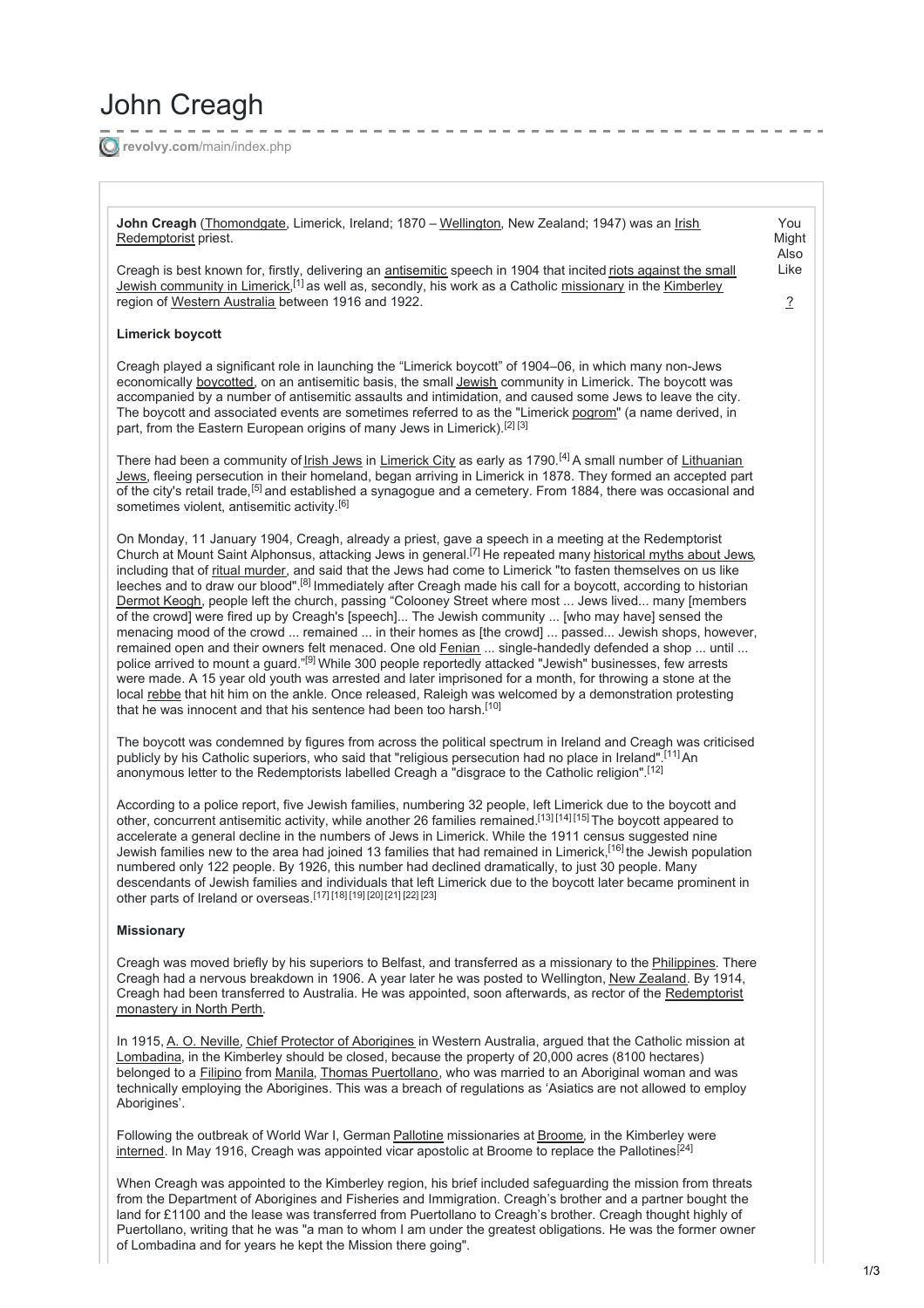# John Creagh

revolvy.com/main/index.php

**John Creagh** (Thomondgate, Limerick, Ireland; 1870 – Wellington, New Zealand; 1947) was an Irish Redemptorist priest.

You Might Also Like

?

Creagh is best known for, firstly, delivering an antisemitic speech in 1904 that incited riots against the small Jewish community in Limerick,[1] as well as, secondly, his work as a Catholic missionary in the Kimberley region of Western Australia between 1916 and 1922.

**Limerick boycott**

Creagh played a significant role in launching the “Limerick boycott” of 1904–06, in which many non-Jews economically boycotted, on an antisemitic basis, the small Jewish community in Limerick. The boycott was accompanied by a number of antisemitic assaults and intimidation, and caused some Jews to leave the city. The boycott and associated events are sometimes referred to as the "Limerick pogrom" (a name derived, in part, from the Eastern European origins of many Jews in Limerick).[2] [3]

There had been a community of Irish Jews in Limerick City as early as 1790.[4] A small number of Lithuanian Jews, fleeing persecution in their homeland, began arriving in Limerick in 1878. They formed an accepted part of the city's retail trade,[5] and established a synagogue and a cemetery. From 1884, there was occasional and sometimes violent, antisemitic activity.[6]

On Monday, 11 January 1904, Creagh, already a priest, gave a speech in a meeting at the Redemptorist Church at Mount Saint Alphonsus, attacking Jews in general.[7] He repeated many historical myths about Jews, including that of ritual murder, and said that the Jews had come to Limerick "to fasten themselves on us like leeches and to draw our blood".[8] Immediately after Creagh made his call for a boycott, according to historian Dermot Keogh, people left the church, passing “Colooney Street where most ... Jews lived... many [members of the crowd] were fired up by Creagh's [speech]... The Jewish community ... [who may have] sensed the menacing mood of the crowd ... remained ... in their homes as [the crowd] ... passed... Jewish shops, however, remained open and their owners felt menaced. One old Fenian ... single-handedly defended a shop ... until ... police arrived to mount a guard.”[9] While 300 people reportedly attacked "Jewish" businesses, few arrests were made. A 15 year old youth was arrested and later imprisoned for a month, for throwing a stone at the local rebbe that hit him on the ankle. Once released, Raleigh was welcomed by a demonstration protesting that he was innocent and that his sentence had been too harsh.[10]

The boycott was condemned by figures from across the political spectrum in Ireland and Creagh was criticised publicly by his Catholic superiors, who said that "religious persecution had no place in Ireland".[11] An anonymous letter to the Redemptorists labelled Creagh a "disgrace to the Catholic religion".[12]

According to a police report, five Jewish families, numbering 32 people, left Limerick due to the boycott and other, concurrent antisemitic activity, while another 26 families remained.[13] [14] [15] The boycott appeared to accelerate a general decline in the numbers of Jews in Limerick. While the 1911 census suggested nine Jewish families new to the area had joined 13 families that had remained in Limerick,[16] the Jewish population numbered only 122 people. By 1926, this number had declined dramatically, to just 30 people. Many descendants of Jewish families and individuals that left Limerick due to the boycott later became prominent in other parts of Ireland or overseas.[17] [18] [19] [20] [21] [22] [23]

**Missionary**

Creagh was moved briefly by his superiors to Belfast, and transferred as a missionary to the Philippines. There Creagh had a nervous breakdown in 1906. A year later he was posted to Wellington, New Zealand. By 1914, Creagh had been transferred to Australia. He was appointed, soon afterwards, as rector of the Redemptorist monastery in North Perth.

In 1915, A. O. Neville, Chief Protector of Aborigines in Western Australia, argued that the Catholic mission at Lombadina, in the Kimberley should be closed, because the property of 20,000 acres (8100 hectares) belonged to a Filipino from Manila, Thomas Puertollano, who was married to an Aboriginal woman and was technically employing the Aborigines. This was a breach of regulations as ‘Asiatics are not allowed to employ Aborigines’.

Following the outbreak of World War I, German Pallotine missionaries at Broome, in the Kimberley were interned. In May 1916, Creagh was appointed vicar apostolic at Broome to replace the Pallotines[24]

When Creagh was appointed to the Kimberley region, his brief included safeguarding the mission from threats from the Department of Aborigines and Fisheries and Immigration. Creagh’s brother and a partner bought the land for £1100 and the lease was transferred from Puertollano to Creagh’s brother. Creagh thought highly of Puertollano, writing that he was "a man to whom I am under the greatest obligations. He was the former owner of Lombadina and for years he kept the Mission there going".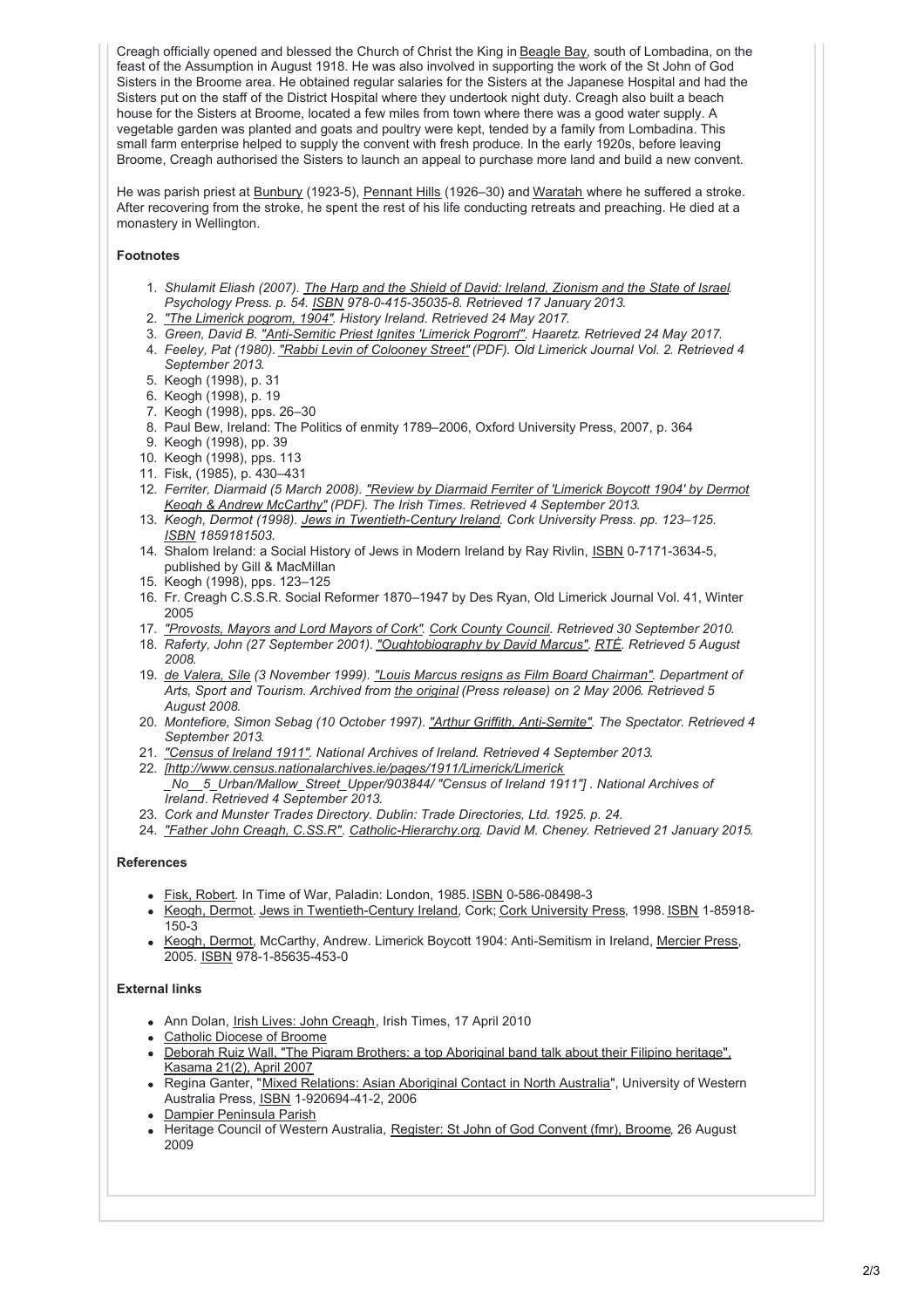Creagh officially opened and blessed the Church of Christ the King in Beagle Bay, south of Lombadina, on the feast of the Assumption in August 1918. He was also involved in supporting the work of the St John of God Sisters in the Broome area. He obtained regular salaries for the Sisters at the Japanese Hospital and had the Sisters put on the staff of the District Hospital where they undertook night duty. Creagh also built a beach house for the Sisters at Broome, located a few miles from town where there was a good water supply. A vegetable garden was planted and goats and poultry were kept, tended by a family from Lombadina. This small farm enterprise helped to supply the convent with fresh produce. In the early 1920s, before leaving Broome, Creagh authorised the Sisters to launch an appeal to purchase more land and build a new convent.

He was parish priest at Bunbury (1923-5), Pennant Hills (1926–30) and Waratah where he suffered a stroke. After recovering from the stroke, he spent the rest of his life conducting retreats and preaching. He died at a monastery in Wellington.

### Footnotes

1. *Shulamit Eliash (2007). The Harp and the Shield of David: Ireland, Zionism and the State of Israel. Psychology Press. p. 54. ISBN 978-0-415-35035-8. Retrieved 17 January 2013.*
2. *"The Limerick pogrom, 1904". History Ireland. Retrieved 24 May 2017.*
3. *Green, David B. "Anti-Semitic Priest Ignites 'Limerick Pogrom'". Haaretz. Retrieved 24 May 2017.*
4. *Feeley, Pat (1980). "Rabbi Levin of Colooney Street" (PDF). Old Limerick Journal Vol. 2. Retrieved 4 September 2013.*
5. Keogh (1998), p. 31
6. Keogh (1998), p. 19
7. Keogh (1998), pps. 26–30
8. Paul Bew, Ireland: The Politics of enmity 1789–2006, Oxford University Press, 2007, p. 364
9. Keogh (1998), pp. 39
10. Keogh (1998), pps. 113
11. Fisk, (1985), p. 430–431
12. *Ferriter, Diarmaid (5 March 2008). "Review by Diarmaid Ferriter of 'Limerick Boycott 1904' by Dermot Keogh & Andrew McCarthy" (PDF). The Irish Times. Retrieved 4 September 2013.*
13. *Keogh, Dermot (1998). Jews in Twentieth-Century Ireland. Cork University Press. pp. 123–125. ISBN 1859181503.*
14. Shalom Ireland: a Social History of Jews in Modern Ireland by Ray Rivlin, ISBN 0-7171-3634-5, published by Gill & MacMillan
15. Keogh (1998), pps. 123–125
16. Fr. Creagh C.S.S.R. Social Reformer 1870–1947 by Des Ryan, Old Limerick Journal Vol. 41, Winter 2005
17. *"Provosts, Mayors and Lord Mayors of Cork". Cork County Council. Retrieved 30 September 2010.*
18. *Raferty, John (27 September 2001). "Oughtobiography by David Marcus". RTÉ. Retrieved 5 August 2008.*
19. *de Valera, Síle (3 November 1999). "Louis Marcus resigns as Film Board Chairman". Department of Arts, Sport and Tourism. Archived from the original (Press release) on 2 May 2006. Retrieved 5 August 2008.*
20. *Montefiore, Simon Sebag (10 October 1997). "Arthur Griffith, Anti-Semite". The Spectator. Retrieved 4 September 2013.*
21. *"Census of Ireland 1911". National Archives of Ireland. Retrieved 4 September 2013.*
22. *[http://www.census.nationalarchives.ie/pages/1911/Limerick/Limerick_No__5_Urban/Mallow_Street_Upper/903844/ "Census of Ireland 1911"] . National Archives of Ireland. Retrieved 4 September 2013.*
23. *Cork and Munster Trades Directory. Dublin: Trade Directories, Ltd. 1925. p. 24.*
24. *"Father John Creagh, C.SS.R". Catholic-Hierarchy.org. David M. Cheney. Retrieved 21 January 2015.*

### References

- Fisk, Robert. In Time of War, Paladin: London, 1985. ISBN 0-586-08498-3
- Keogh, Dermot. Jews in Twentieth-Century Ireland, Cork; Cork University Press, 1998. ISBN 1-85918-150-3
- Keogh, Dermot, McCarthy, Andrew. Limerick Boycott 1904: Anti-Semitism in Ireland, Mercier Press, 2005. ISBN 978-1-85635-453-0

### External links

- Ann Dolan, Irish Lives: John Creagh, Irish Times, 17 April 2010
- Catholic Diocese of Broome
- Deborah Ruiz Wall, "The Pigram Brothers: a top Aboriginal band talk about their Filipino heritage", Kasama 21(2), April 2007
- Regina Ganter, "Mixed Relations: Asian Aboriginal Contact in North Australia", University of Western Australia Press, ISBN 1-920694-41-2, 2006
- Dampier Peninsula Parish
- Heritage Council of Western Australia, Register: St John of God Convent (fmr), Broome, 26 August 2009